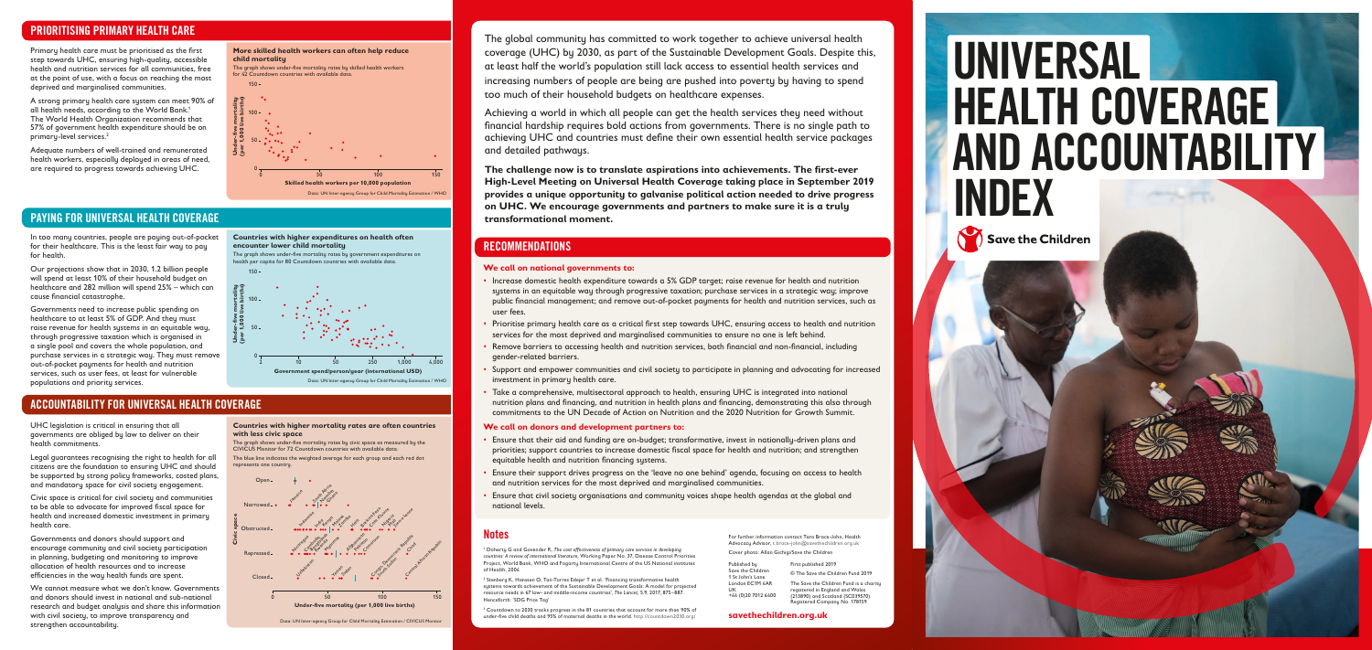# UNIVERSAL HEALTH COVERAGE AND ACCOUNTABILITY INDEX

Save the Children

The global community has committed to work together to achieve universal health coverage (UHC) by 2030, as part of the Sustainable Development Goals. Despite this, at least half the world's population still lack access to essential health services and increasing numbers of people are being are pushed into poverty by having to spend too much of their household budgets on healthcare expenses.

Achieving a world in which all people can get the health services they need without financial hardship requires bold actions from governments. There is no single path to achieving UHC and countries must define their own essential health service packages and detailed pathways.

**The challenge now is to translate aspirations into achievements. The first-ever High-Level Meeting on Universal Health Coverage taking place in September 2019 provides a unique opportunity to galvanise political action needed to drive progress on UHC. We encourage governments and partners to make sure it is a truly transformational moment.**

## RECOMMENDATIONS

**We call on national governments to:**

- Increase domestic health expenditure towards a 5% GDP target; raise revenue for health and nutrition systems in an equitable way through progressive taxation; purchase services in a strategic way; improve public financial management; and remove out-of-pocket payments for health and nutrition services, such as user fees.
- Prioritise primary health care as a critical first step towards UHC, ensuring access to health and nutrition services for the most deprived and marginalised communities to ensure no one is left behind.
- Remove barriers to accessing health and nutrition services, both financial and non-financial, including gender-related barriers.
- Support and empower communities and civil society to participate in planning and advocating for increased investment in primary health care.
- Take a comprehensive, multisectoral approach to health, ensuring UHC is integrated into national nutrition plans and financing, and nutrition in health plans and financing, demonstrating this also through commitments to the UN Decade of Action on Nutrition and the 2020 Nutrition for Growth Summit.

**We call on donors and development partners to:**

- Ensure that their aid and funding are on-budget; transformative, invest in nationally-driven plans and priorities; support countries to increase domestic fiscal space for health and nutrition; and strengthen equitable health and nutrition financing systems.
- Ensure their support drives progress on the 'leave no one behind' agenda, focusing on access to health and nutrition services for the most deprived and marginalised communities.
- Ensure that civil society organisations and community voices shape health agendas at the global and national levels.

## PRIORITISING PRIMARY HEALTH CARE

Primary health care must be prioritised as the first step towards UHC, ensuring high-quality, accessible health and nutrition services for all communities, free at the point of use, with a focus on reaching the most deprived and marginalised communities.

A strong primary health care system can meet 90% of all health needs, according to the World Bank.[1] The World Health Organization recommends that 57% of government health expenditure should be on primary-level services.[2]

Adequate numbers of well-trained and remunerated health workers, especially deployed in areas of need, are required to progress towards achieving UHC.

**More skilled health workers can often help reduce child mortality**

The graph shows under-five mortality rates by skilled health workers for 42 Countdown countries with available data.

Data: UN Inter-agency Group for Child Mortality Estimation / WHO

## PAYING FOR UNIVERSAL HEALTH COVERAGE

In too many countries, people are paying out-of-pocket for their healthcare. This is the least fair way to pay for health.

Our projections show that in 2030, 1.2 billion people will spend at least 10% of their household budget on healthcare and 282 million will spend 25% – which can cause financial catastrophe.

Governments need to increase public spending on healthcare to at least 5% of GDP. And they must raise revenue for health systems in an equitable way, through progressive taxation which is organised in a single pool and covers the whole population, and purchase services in a strategic way. They must remove out-of-pocket payments for health and nutrition services, such as user fees, at least for vulnerable populations and priority services.

**Countries with higher expenditures on health often encounter lower child mortality**

The graph shows under-five mortality rates by government expenditures on health per capita for 80 Countdown countries with available data.

Data: UN Inter-agency Group for Child Mortality Estimation / WHO

## ACCOUNTABILITY FOR UNIVERSAL HEALTH COVERAGE

UHC legislation is critical in ensuring that all governments are obliged by law to deliver on their health commitments.

Legal guarantees recognising the right to health for all citizens are the foundation to ensuring UHC and should be supported by strong policy frameworks, costed plans, and mandatory space for civil society engagement.

Civic space is critical for civil society and communities to be able to advocate for improved fiscal space for health and increased domestic investment in primary health care.

Governments and donors should support and encourage community and civil society participation in planning, budgeting and monitoring to improve allocation of health resources and to increase efficiencies in the way health funds are spent.

We cannot measure what we don't know. Governments and donors should invest in national and sub-national research and budget analysis and share this information with civil society, to improve transparency and strengthen accountability.

**Countries with higher mortality rates are often countries with less civic space**

The graph shows under-five mortality rates by civic space as measured by the CIVICUS Monitor for 72 Countdown countries with available data.

The blue line indicates the weighted average for each group and each red dot represents one country.

Data: UN Inter-agency Group for Child Mortality Estimation / CIVICUS Monitor

## Notes

[1] Doherty G and Govender R. *The cost effectiveness of primary care services in developing countries: A review of international literature*, Working Paper No. 37, Disease Control Priorities Project, World Bank, WHO and Fogarty International Centre of the US National institutes of Health, 2004

[2] Stenberg K, Hanssen O, Tan-Torres Edejer T et al. 'Financing transformative health systems towards achievement of the Sustainable Development Goals: A model for projected resource needs in 67 low- and middle-income countries', *The Lancet*, 5:9, 2017, 875–887. Henceforth: 'SDG Price Tag'

[3] Countdown to 2030 tracks progress in the 81 countries that account for more than 90% of under-five child deaths and 95% of maternal deaths in the world: http://countdown2030.org/

For further information contact Tara Brace-John, Health Advocacy Advisor, t.brace-john@savethechildren.org.uk

Cover photo: Allan Gichigi/Save the Children

Published by
Save the Children
1 St John's Lane
London EC1M 4AR
UK
+44 (0)20 7012 6400

First published 2019

© The Save the Children Fund 2019

The Save the Children Fund is a charity registered in England and Wales (213890) and Scotland (SC039570). Registered Company No. 178159

**savethechildren.org.uk**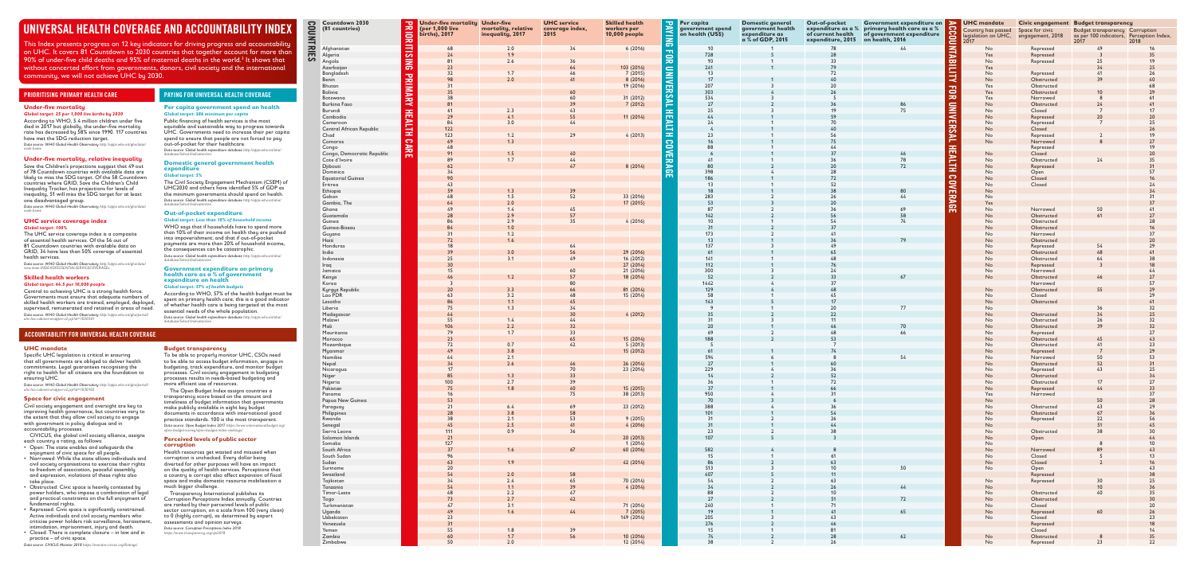# UNIVERSAL HEALTH COVERAGE AND ACCOUNTABILITY INDEX

This Index presents progress on 12 key indicators for driving progress and accountability on UHC. It covers 81 Countdown to 2030 countries that together account for more than 90% of under-five child deaths and 95% of maternal deaths in the world.[1] It shows that without concerted effort from governments, donors, civil society and the international community, we will not achieve UHC by 2030.

## PRIORITISING PRIMARY HEALTH CARE

### Under-five mortality

**Global target: 25 per 1,000 live births by 2030**

According to WHO, 5.4 million children under five died in 2017 but globally, the under-five mortality rate has decreased by 58% since 1990. 117 countries have met the SDG reduction target.

*Data source: WHO Global Health Observatory* http://apps.who.int/gho/data/node.home

### Under-five mortality, relative inequality

Save the Children's projections suggest that 49 out of 78 Countdown countries with available data are likely to miss the SDG target. Of the 58 Countdown countries where GRID, Save the Children's Child Inequality Tracker, has projections for levels of inequality, 51 will miss the SDG target for at least one disadvantaged group.

*Data source: WHO Global Health Observatory* http://apps.who.int/gho/data/node.home

### UHC service coverage index

**Global target: 100%**

The UHC service coverage index is a composite of essential health services. Of the 56 out of 81 Countdown countries with available data on GRID, 34 have less than 50% coverage of essential health services.

*Data source: WHO Global Health Observatory* http://apps.who.int/gho/data/view.main.INDEXOFESSENTIALSERVICECOVERAGEv

### Skilled health workers

**Global target: 44.5 per 10,000 people**

Central to achieving UHC is a strong health force. Governments must ensure that adequate numbers of skilled health workers are trained, employed, deployed, supervised, remunerated and retained in areas of need.

*Data source: WHO Global Health Observatory* http://apps.who.int/gho/portal/uhc-hss-cabinet-wrapper-v2.jsp?id=1020301

## PAYING FOR UNIVERSAL HEALTH COVERAGE

### Per capita government spend on health

**Global target: $86 minimum per capita**

Public financing of health services is the most equitable and sustainable way to progress towards UHC. Governments need to increase their per capita spend to ensure that people are not forced to pay out-of-pocket for their healthcare.

*Data source: Global health expenditure database* http://apps.who.int/nha/database/Select/Indicators/en

### Domestic general government health expenditure

**Global target: 5%**

The Civil Society Engagement Mechanism (CSEM) of UHC2030 and others have identified 5% of GDP as the minimum governments should spend on health.

*Data source: Global health expenditure database* http://apps.who.int/nha/database/Select/Indicators/en

### Out-of-pocket expenditure

**Global target: Less than 10% of household income**

WHO says that if households have to spend more than 10% of their income on health they are pushed into impoverishment; and that if out-of-pocket payments are more than 20% of household income, the consequences can be catastrophic.

*Data source: Global health expenditure database* http://apps.who.int/nha/database/Select/Indicators/en

### Government expenditure on primary health care as a % of government expenditure on health

**Global target: 57% of health budgets**

According to WHO, 57% of the health budget must be spent on primary health care; this is a good indicator of whether health care is being targeted at the most essential needs of the whole population.

*Data source: Global health expenditure database* http://apps.who.int/nha/database/Select/Indicators/en

## ACCOUNTABILITY FOR UNIVERSAL HEALTH COVERAGE

### UHC mandate

Specific UHC legislation is critical in ensuring that all governments are obligated to deliver health commitments. Legal guarantees recognising the right to health for all citizens are the foundation to ensuring UHC.

*Data source: WHO Global Health Observatory* http://apps.who.int/gho/portal/uhc-hss-cabinet-wrapper-v2.jsp?id=1030103

### Space for civic engagement

Civil society engagement and oversight are key to improving health governance, but countries vary to the extent that they allow civil society to engage with government in policy dialogue and in accountability processes.

CIVICUS, the global civil society alliance, assigns each country a rating, as follows:

- Open: The state enables and safeguards the enjoyment of civic space for all people.
- Narrowed: While the state allows individuals and civil society organisations to exercise their rights to freedom of association, peaceful assembly and expression, violations of these rights also take place.
- Obstructed: Civic space is heavily contested by power holders, who impose a combination of legal and practical constraints on the full enjoyment of fundamental rights.
- Repressed: Civic space is significantly constrained. Active individuals and civil society members who criticise power holders risk surveillance, harassment, intimidation, imprisonment, injury and death.
- Closed: There is complete closure – in law and in practice – of civic space.

*Data source: CIVICUS Monitor 2018* https://monitor.civicus.org/Ratings/

### Budget transparency

To be able to properly monitor UHC, CSOs need to be able to access budget information, engage in budgeting, track expenditure, and monitor budget processes. Civil society engagement in budgeting processes results in needs-based budgeting and more efficient use of resources.

The Open Budget Index assigns countries a transparency score based on the amount and timeliness of budget information that governments make publicly available in eight key budget documents in accordance with international good practice standards. 100 is the most transparent.

*Data source: Open Budget Index 2017* https://www.internationalbudget.org/open-budget-survey/open-budget-index-rankings/

### Perceived levels of public sector corruption

Health resources get wasted and misused when corruption is unchecked. Every dollar being diverted for other purposes will have an impact on the quality of health services. Perceptions that a country is corrupt also affect expansion of fiscal space and make domestic resource mobilisation a much bigger challenge.

Transparency International publishes its Corruption Perceptions Index annually. Countries are ranked by their perceived levels of public sector corruption, on a scale from 100 (very clean) to 0 (highly corrupt), as determined by expert assessments and opinion surveys.

*Data source: Corruption Perceptions Index 2018* https://www.transparency.org/cpi2018

| COUNTRIES | PRIORITISING PRIMARY HEALTH CARE | | | | PAYING FOR UNIVERSAL HEALTH COVERAGE | | | | ACCOUNTABILITY FOR UNIVERSAL HEALTH COVERAGE | | | |
|---|---|---|---|---|---|---|---|---|---|---|---|---|
| **Countdown 2030 (81 countries)** | **Under-five mortality (per 1,000 live births), 2017** | **Under-five mortality, relative inequality, 2017** | **UHC service coverage index, 2015** | **Skilled health workers per 10,000 people** | **Per capita government spend on health (US$)** | **Domestic general government health expenditure as a % of GDP, 2015** | **Out-of-pocket expenditure as a % of current health expenditure, 2015** | **Government expenditure on primary health care as a % of government expenditure on health, 2016** | **UHC mandate: Country has passed legislation on UHC, 2017** | **Civic engagement: Space for civic engagement, 2018** | **Budget transparency: Budget transparency as per 100 indicators, 2017** | **Corruption: Perception Index, 2018** |
| Afghanistan | 68 | 2.0 | 34 | 6 (2016) | 10 | 1 | 78 | 44 | No | Repressed | 49 | 16 |
| Algeria | 24 | 1.9 | | | 728 | 5 | 28 | | Yes | Repressed | 3 | 35 |
| Angola | 81 | 2.6 | 36 | | 93 | 1 | 33 | | No | Repressed | 25 | 19 |
| Azerbaijan | 23 | | 64 | 103 (2014) | 241 | 1 | 79 | | Yes | | 34 | 25 |
| Bangladesh | 32 | 1.7 | 46 | 7 (2015) | 13 | | 72 | | No | Repressed | 41 | 26 |
| Benin | 98 | 2.0 | 41 | 8 (2016) | 17 | 1 | 40 | | No | Obstructed | 39 | 40 |
| Bhutan | 31 | | | 19 (2016) | 207 | 3 | 20 | | Yes | Obstructed | | 68 |
| Bolivia | 35 | | 60 | | 303 | 4 | 26 | | Yes | Obstructed | 10 | 29 |
| Botswana | 38 | | 60 | 31 (2012) | 534 | 3 | 5 | | Yes | Narrowed | 8 | 61 |
| Burkina Faso | 81 | | 39 | 7 (2012) | 27 | 2 | 36 | 86 | No | Obstructed | 24 | 41 |
| Burundi | 61 | 2.3 | 43 | | 25 | 3 | 19 | 75 | No | Closed | 7 | 17 |
| Cambodia | 29 | 4.1 | 55 | 11 (2014) | 44 | 1 | 59 | | No | Repressed | 20 | 20 |
| Cameroon | 84 | 3.0 | 44 | | 24 | 1 | 70 | | No | Repressed | 7 | 25 |
| Central African Republic | 122 | | | | 4 | 1 | 40 | | No | Repressed | | 26 |
| Chad | 123 | 1.2 | 29 | 4 (2013) | 23 | 1 | 56 | | No | Repressed | 2 | 19 |
| Comoros | 69 | 1.3 | | | 16 | 1 | 75 | | No | Repressed | 8 | 27 |
| Congo | 48 | | | | 88 | 1 | 44 | | | Repressed | | 19 |
| Congo, Democratic Republic | 91 | 1.5 | 40 | | 6 | 1 | 37 | 46 | No | Closed | | 20 |
| Cote d'Ivoire | 89 | 1.7 | 44 | | 41 | 1 | 36 | 78 | No | Obstructed | 24 | 35 |
| Djibouti | 62 | | 47 | 8 (2014) | 80 | 2 | 20 | 72 | No | Repressed | | 31 |
| Dominica | 34 | | | | 398 | 4 | 28 | | No | Open | | 57 |
| Equatorial Guinea | 90 | | | | 186 | 1 | 73 | | No | Closed | | 16 |
| Eritrea | 43 | | | | 13 | 1 | 52 | | No | Closed | | 24 |
| Ethiopia | 59 | 1.3 | 39 | | 18 | 1 | 38 | 80 | No | | | 34 |
| Gabon | 68 | 1.5 | 52 | 33 (2016) | 283 | 2 | 26 | 44 | No | | | 31 |
| Gambia, The | 64 | 2.0 | | 17 (2015) | 53 | 3 | 20 | | Yes | | | 37 |
| Ghana | 49 | 1.4 | 45 | | 87 | 2 | 36 | 69 | No | Narrowed | 50 | 41 |
| Guatemala | 28 | 2.9 | 57 | | 142 | 2 | 56 | 58 | No | Obstructed | 61 | 27 |
| Guinea | 86 | 2.9 | 35 | 4 (2016) | 10 | 1 | 54 | 74 | No | Obstructed | | 28 |
| Guinea-Bissau | 84 | 1.0 | | | 31 | 2 | 37 | | No | Obstructed | | 16 |
| Guyana | 31 | 1.2 | | | 173 | 2 | 41 | | No | Narrowed | | 37 |
| Haiti | 72 | 1.6 | | | 13 | 1 | 36 | 79 | No | Obstructed | | 20 |
| Honduras | 18 | | 64 | | 137 | 3 | 49 | | No | Repressed | 54 | 29 |
| India | 39 | 3.0 | 56 | 29 (2016) | 61 | 1 | 65 | | No | Obstructed | 48 | 41 |
| Indonesia | 25 | 3.1 | 49 | 16 (2012) | 141 | 1 | 48 | | No | Obstructed | 64 | 38 |
| Iraq | 30 | | | 27 (2014) | 112 | 1 | 76 | | No | Repressed | 3 | 18 |
| Jamaica | 15 | | 60 | 21 (2016) | 300 | 3 | 24 | | No | Narrowed | | 44 |
| Kenya | 46 | 1.2 | 57 | 18 (2016) | 52 | 2 | 33 | 67 | No | Obstructed | 46 | 27 |
| Korea | 3 | | 80 | | 1442 | 4 | 37 | | | Narrowed | | 57 |
| Kyrgyz Republic | 20 | 3.3 | 66 | 81 (2014) | 129 | 4 | 48 | | No | Obstructed | 55 | 29 |
| Lao PDR | 63 | 3.2 | 48 | 15 (2014) | 58 | 1 | 45 | | No | Closed | | 29 |
| Lesotho | 86 | 1.1 | 45 | | 143 | 5 | 17 | | No | Obstructed | | 41 |
| Liberia | 75 | 1.3 | 34 | | 9 | 3 | 20 | 77 | No | | 36 | 32 |
| Madagascar | 44 | | 30 | 4 (2012) | 35 | 2 | 22 | | No | Obstructed | 34 | 25 |
| Malawi | 55 | 1.4 | 44 | | 31 | 3 | 11 | | No | Obstructed | 26 | 32 |
| Mali | 106 | 2.2 | 32 | | 20 | 1 | 46 | 70 | No | Obstructed | 39 | 32 |
| Mauritania | 79 | 1.7 | 33 | | 69 | 2 | 48 | 66 | No | Repressed | | 27 |
| Morocco | 23 | | 65 | 15 (2014) | 188 | 2 | 53 | | No | Obstructed | 45 | 43 |
| Mozambique | 72 | 0.7 | 42 | 5 (2013) | 5 | 1 | 7 | | No | Obstructed | 41 | 23 |
| Myanmar | 49 | 3.8 | | 15 (2012) | 61 | 1 | 74 | | No | Repressed | 7 | 29 |
| Namibia | 44 | 2.1 | | | 594 | 6 | 8 | 54 | No | Narrowed | 50 | 53 |
| Nepal | 34 | 2.6 | 46 | 26 (2014) | 27 | 1 | 60 | | No | Obstructed | 52 | 31 |
| Nicaragua | 17 | | 70 | 23 (2014) | 229 | 4 | 36 | | No | Repressed | 43 | 25 |
| Niger | 85 | 1.3 | 33 | | 14 | 2 | 52 | | No | Obstructed | | 34 |
| Nigeria | 100 | 2.7 | 39 | | 36 | 1 | 72 | | No | Obstructed | 17 | 27 |
| Pakistan | 75 | 1.8 | 40 | 15 (2015) | 37 | 1 | 66 | | No | Repressed | 44 | 33 |
| Panama | 16 | | 75 | 38 (2013) | 950 | 4 | 31 | | Yes | Narrowed | | 37 |
| Papua New Guinea | 53 | | | | 70 | 3 | 6 | | No | | 50 | 28 |
| Paraguay | 21 | 6.4 | 69 | 23 (2012) | 388 | 4 | 36 | | No | Obstructed | 43 | 29 |
| Philippines | 28 | 3.8 | 58 | | 101 | 1 | 54 | | No | Obstructed | 67 | 36 |
| Rwanda | 38 | 2.1 | 53 | 9 (2015) | 31 | 2 | 26 | | No | Repressed | 22 | 56 |
| Senegal | 45 | 2.5 | 41 | 4 (2016) | 31 | 1 | 44 | | No | | 51 | 45 |
| Sierra Leone | 111 | 0.9 | 36 | | 23 | 2 | 38 | | No | Obstructed | 38 | 30 |
| Solomon Islands | 21 | | | 20 (2013) | 107 | 5 | 3 | | No | Open | | 44 |
| Somalia | 127 | | | 1 (2014) | | | | | | | 8 | 10 |
| South Africa | 37 | 1.6 | 67 | 60 (2016) | 582 | 4 | 8 | | No | Narrowed | 89 | 43 |
| South Sudan | 96 | | | | 15 | 1 | 61 | | No | Closed | 5 | 13 |
| Sudan | 63 | 1.9 | | 42 (2014) | 86 | 2 | 63 | | No | Closed | 2 | 16 |
| Suriname | 20 | | | | 513 | 3 | 10 | 50 | No | Open | | 43 |
| Swaziland | 54 | 2.0 | 58 | | 607 | 5 | 11 | | | Repressed | | 38 |
| Tajikistan | 34 | 2.4 | 65 | 70 (2014) | 54 | 2 | 63 | | No | Repressed | 30 | 25 |
| Tanzania | 54 | 1.1 | 39 | 6 (2014) | 34 | 2 | 26 | 44 | No | Repressed | 10 | 36 |
| Timor-Leste | 48 | 2.2 | 47 | | 88 | 2 | 10 | | No | Obstructed | 40 | 35 |
| Togo | 73 | 2.7 | 42 | | 27 | 2 | 51 | 72 | No | Obstructed | | 30 |
| Turkmenistan | 47 | 3.1 | | 71 (2014) | 240 | 1 | 71 | | No | Closed | | 20 |
| Uganda | 49 | 1.6 | 44 | 7 (2015) | 19 | 1 | 41 | 65 | No | Repressed | 60 | 26 |
| Uzbekistan | 23 | | | 149 (2014) | 205 | 3 | 43 | | No | Closed | | 23 |
| Venezuela | 31 | | | | 276 | 2 | 46 | | | Repressed | | 18 |
| Yemen | 55 | 1.8 | 39 | | 15 | 1 | 81 | | | Closed | | 14 |
| Zambia | 60 | 1.7 | 56 | 10 (2016) | 74 | 2 | 28 | 62 | No | Obstructed | 8 | 35 |
| Zimbabwe | 50 | 2.0 | | 12 (2014) | 38 | 2 | 26 | | No | Repressed | 23 | 22 |